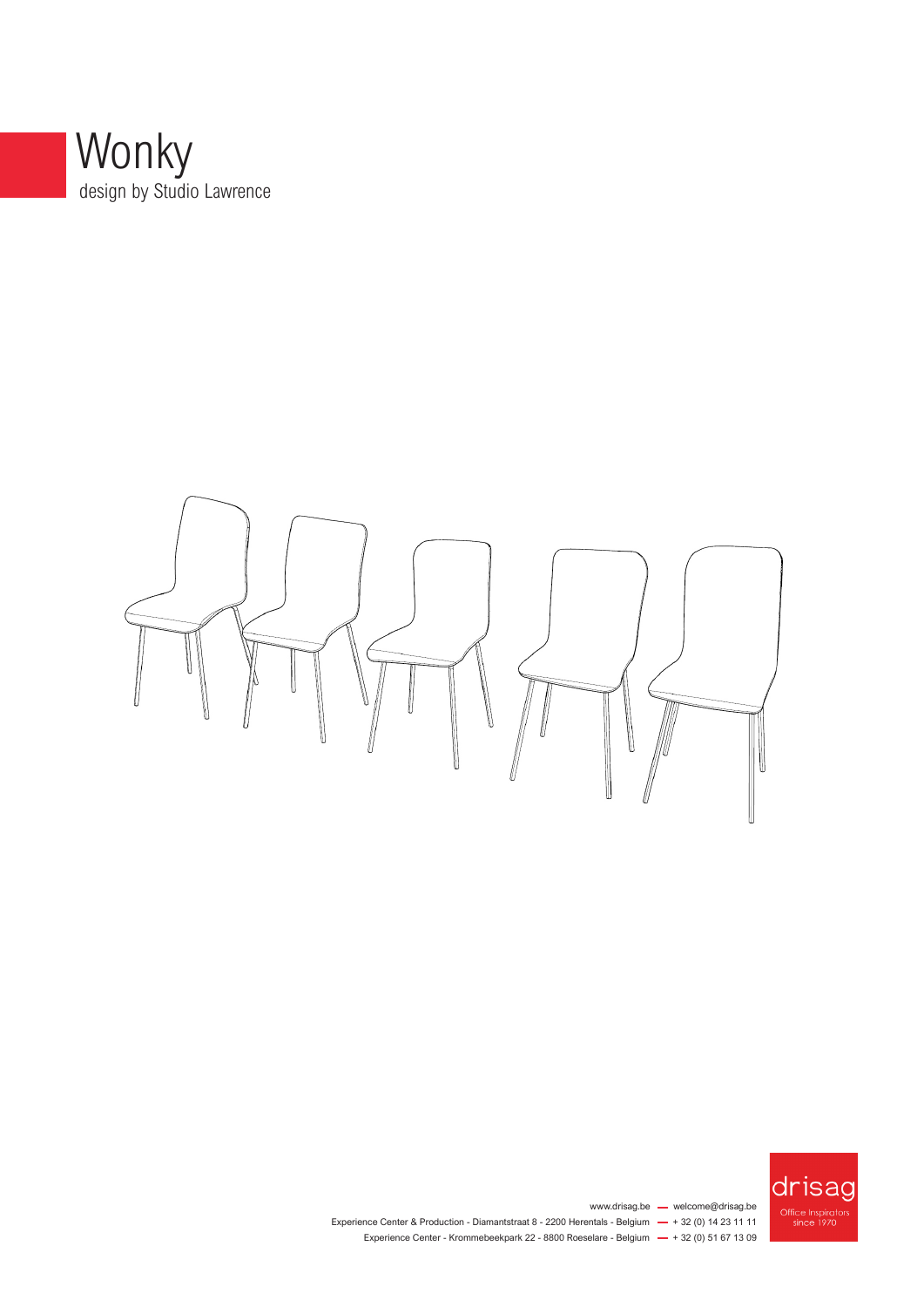# Wonky

design by Studio Lawrence

www.drisag.be — welcome@drisag.be

Experience Center & Production - Diamantstraat 8 - 2200 Herentals - Belgium — + 32 (0) 14 23 11 11

Experience Center - Krommebeekpark 22 - 8800 Roeselare - Belgium — + 32 (0) 51 67 13 09

drisag

Office Inspirators since 1970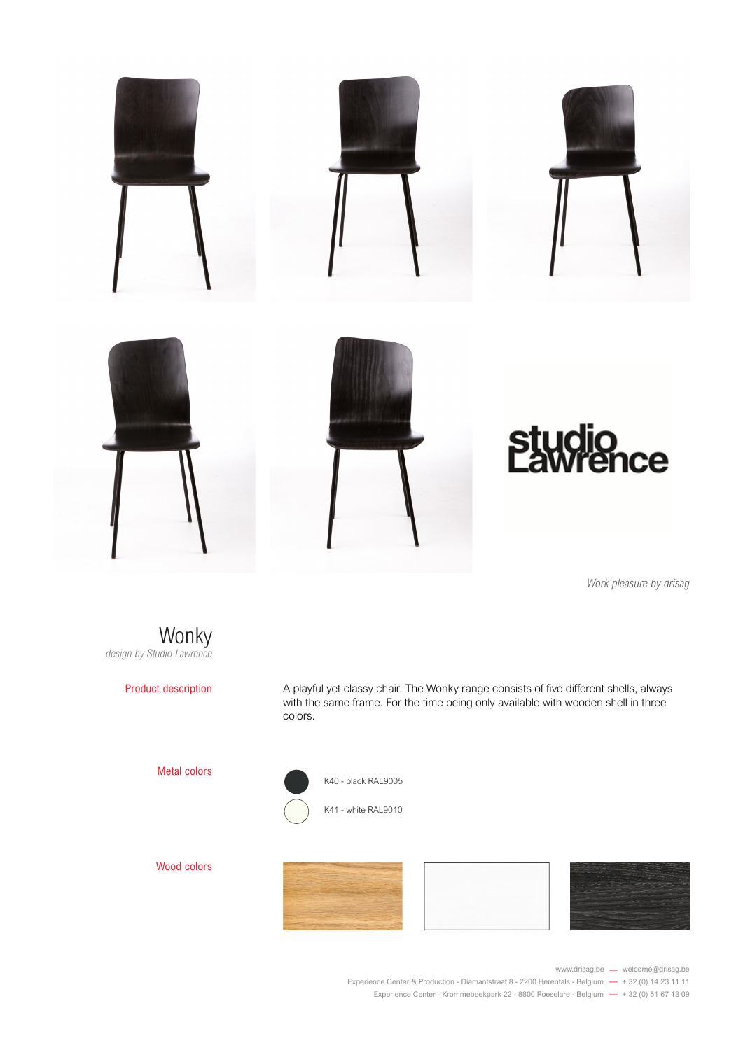studio Lawrence

*Work pleasure by drisag*

# Wonky

*design by Studio Lawrence*

**Product description**

A playful yet classy chair. The Wonky range consists of five different shells, always with the same frame. For the time being only available with wooden shell in three colors.

**Metal colors**

- K40 - black RAL9005
- K41 - white RAL9010

**Wood colors**

www.drisag.be — welcome@drisag.be
Experience Center & Production - Diamantstraat 8 - 2200 Herentals - Belgium — + 32 (0) 14 23 11 11
Experience Center - Krommebeekpark 22 - 8800 Roeselare - Belgium — + 32 (0) 51 67 13 09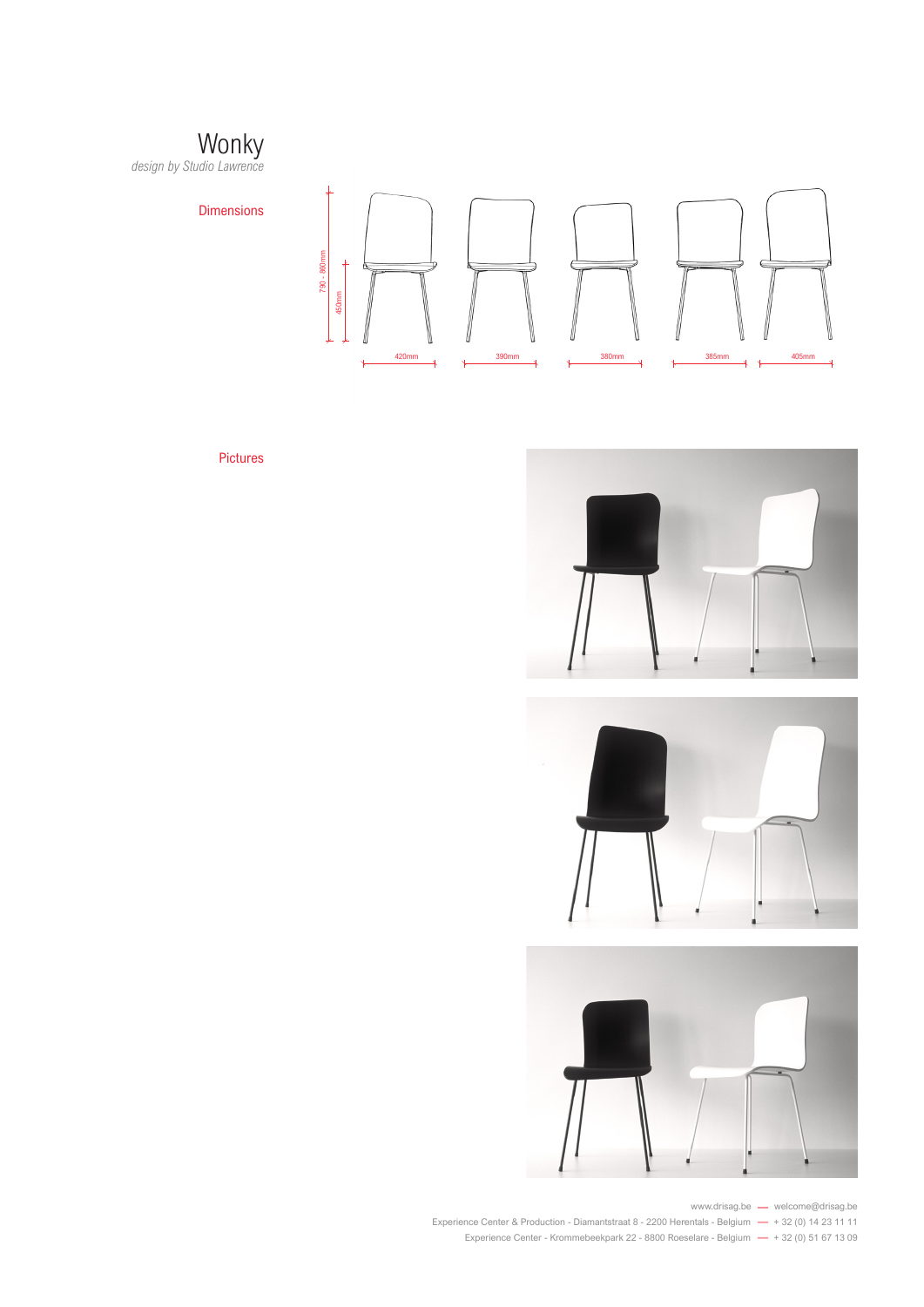# Wonky

*design by Studio Lawrence*

## Dimensions

790 - 860mm

450mm

420mm

390mm

380mm

385mm

405mm

## Pictures

www.drisag.be — welcome@drisag.be

Experience Center & Production - Diamantstraat 8 - 2200 Herentals - Belgium — + 32 (0) 14 23 11 11

Experience Center - Krommebeekpark 22 - 8800 Roeselare - Belgium — + 32 (0) 51 67 13 09